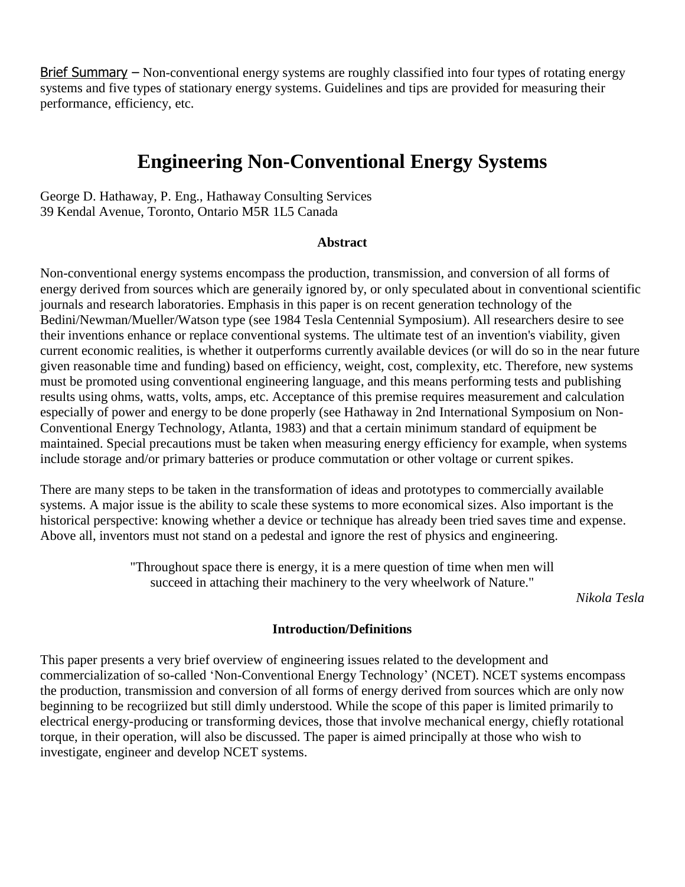Brief Summary – Non-conventional energy systems are roughly classified into four types of rotating energy systems and five types of stationary energy systems. Guidelines and tips are provided for measuring their performance, efficiency, etc.

# Engineering Non-Conventional Energy Systems

George D. Hathaway, P. Eng., Hathaway Consulting Services
39 Kendal Avenue, Toronto, Ontario M5R 1L5 Canada

### Abstract

Non-conventional energy systems encompass the production, transmission, and conversion of all forms of energy derived from sources which are generaily ignored by, or only speculated about in conventional scientific journals and research laboratories. Emphasis in this paper is on recent generation technology of the Bedini/Newman/Mueller/Watson type (see 1984 Tesla Centennial Symposium). All researchers desire to see their inventions enhance or replace conventional systems. The ultimate test of an invention's viability, given current economic realities, is whether it outperforms currently available devices (or will do so in the near future given reasonable time and funding) based on efficiency, weight, cost, complexity, etc. Therefore, new systems must be promoted using conventional engineering language, and this means performing tests and publishing results using ohms, watts, volts, amps, etc. Acceptance of this premise requires measurement and calculation especially of power and energy to be done properly (see Hathaway in 2nd International Symposium on Non-Conventional Energy Technology, Atlanta, 1983) and that a certain minimum standard of equipment be maintained. Special precautions must be taken when measuring energy efficiency for example, when systems include storage and/or primary batteries or produce commutation or other voltage or current spikes.

There are many steps to be taken in the transformation of ideas and prototypes to commercially available systems. A major issue is the ability to scale these systems to more economical sizes. Also important is the historical perspective: knowing whether a device or technique has already been tried saves time and expense. Above all, inventors must not stand on a pedestal and ignore the rest of physics and engineering.

> "Throughout space there is energy, it is a mere question of time when men will succeed in attaching their machinery to the very wheelwork of Nature."
>
> *Nikola Tesla*

### Introduction/Definitions

This paper presents a very brief overview of engineering issues related to the development and commercialization of so-called 'Non-Conventional Energy Technology' (NCET). NCET systems encompass the production, transmission and conversion of all forms of energy derived from sources which are only now beginning to be recogriized but still dimly understood. While the scope of this paper is limited primarily to electrical energy-producing or transforming devices, those that involve mechanical energy, chiefly rotational torque, in their operation, will also be discussed. The paper is aimed principally at those who wish to investigate, engineer and develop NCET systems.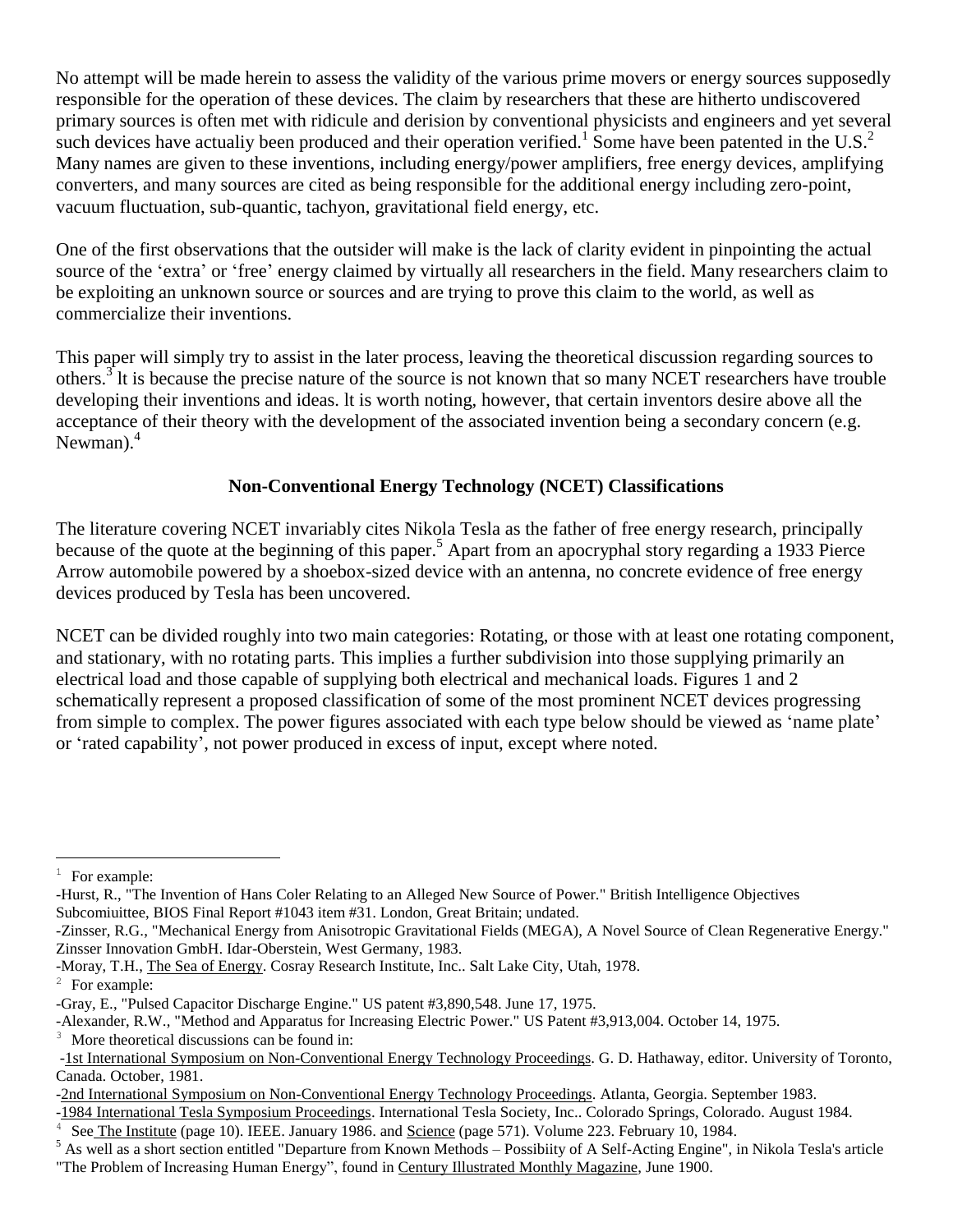No attempt will be made herein to assess the validity of the various prime movers or energy sources supposedly responsible for the operation of these devices. The claim by researchers that these are hitherto undiscovered primary sources is often met with ridicule and derision by conventional physicists and engineers and yet several such devices have actualiy been produced and their operation verified.[1] Some have been patented in the U.S.[2] Many names are given to these inventions, including energy/power amplifiers, free energy devices, amplifying converters, and many sources are cited as being responsible for the additional energy including zero-point, vacuum fluctuation, sub-quantic, tachyon, gravitational field energy, etc.

One of the first observations that the outsider will make is the lack of clarity evident in pinpointing the actual source of the 'extra' or 'free' energy claimed by virtually all researchers in the field. Many researchers claim to be exploiting an unknown source or sources and are trying to prove this claim to the world, as well as commercialize their inventions.

This paper will simply try to assist in the later process, leaving the theoretical discussion regarding sources to others.[3] lt is because the precise nature of the source is not known that so many NCET researchers have trouble developing their inventions and ideas. lt is worth noting, however, that certain inventors desire above all the acceptance of their theory with the development of the associated invention being a secondary concern (e.g. Newman).[4]

### Non-Conventional Energy Technology (NCET) Classifications

The literature covering NCET invariably cites Nikola Tesla as the father of free energy research, principally because of the quote at the beginning of this paper.[5] Apart from an apocryphal story regarding a 1933 Pierce Arrow automobile powered by a shoebox-sized device with an antenna, no concrete evidence of free energy devices produced by Tesla has been uncovered.

NCET can be divided roughly into two main categories: Rotating, or those with at least one rotating component, and stationary, with no rotating parts. This implies a further subdivision into those supplying primarily an electrical load and those capable of supplying both electrical and mechanical loads. Figures 1 and 2 schematically represent a proposed classification of some of the most prominent NCET devices progressing from simple to complex. The power figures associated with each type below should be viewed as 'name plate' or 'rated capability', not power produced in excess of input, except where noted.

---

[1] For example:
-Hurst, R., "The Invention of Hans Coler Relating to an Alleged New Source of Power." British Intelligence Objectives Subcomiuittee, BIOS Final Report #1043 item #31. London, Great Britain; undated.
-Zinsser, R.G., "Mechanical Energy from Anisotropic Gravitational Fields (MEGA), A Novel Source of Clean Regenerative Energy." Zinsser Innovation GmbH. Idar-Oberstein, West Germany, 1983.
-Moray, T.H., The Sea of Energy. Cosray Research Institute, Inc.. Salt Lake City, Utah, 1978.

[2] For example:
-Gray, E., "Pulsed Capacitor Discharge Engine." US patent #3,890,548. June 17, 1975.
-Alexander, R.W., "Method and Apparatus for Increasing Electric Power." US Patent #3,913,004. October 14, 1975.

[3] More theoretical discussions can be found in:
-1st International Symposium on Non-Conventional Energy Technology Proceedings. G. D. Hathaway, editor. University of Toronto, Canada. October, 1981.
-2nd International Symposium on Non-Conventional Energy Technology Proceedings. Atlanta, Georgia. September 1983.
-1984 International Tesla Symposium Proceedings. International Tesla Society, Inc.. Colorado Springs, Colorado. August 1984.

[4] See The Institute (page 10). IEEE. January 1986. and Science (page 571). Volume 223. February 10, 1984.

[5] As well as a short section entitled "Departure from Known Methods – Possibiity of A Self-Acting Engine", in Nikola Tesla's article "The Problem of Increasing Human Energy", found in Century Illustrated Monthly Magazine, June 1900.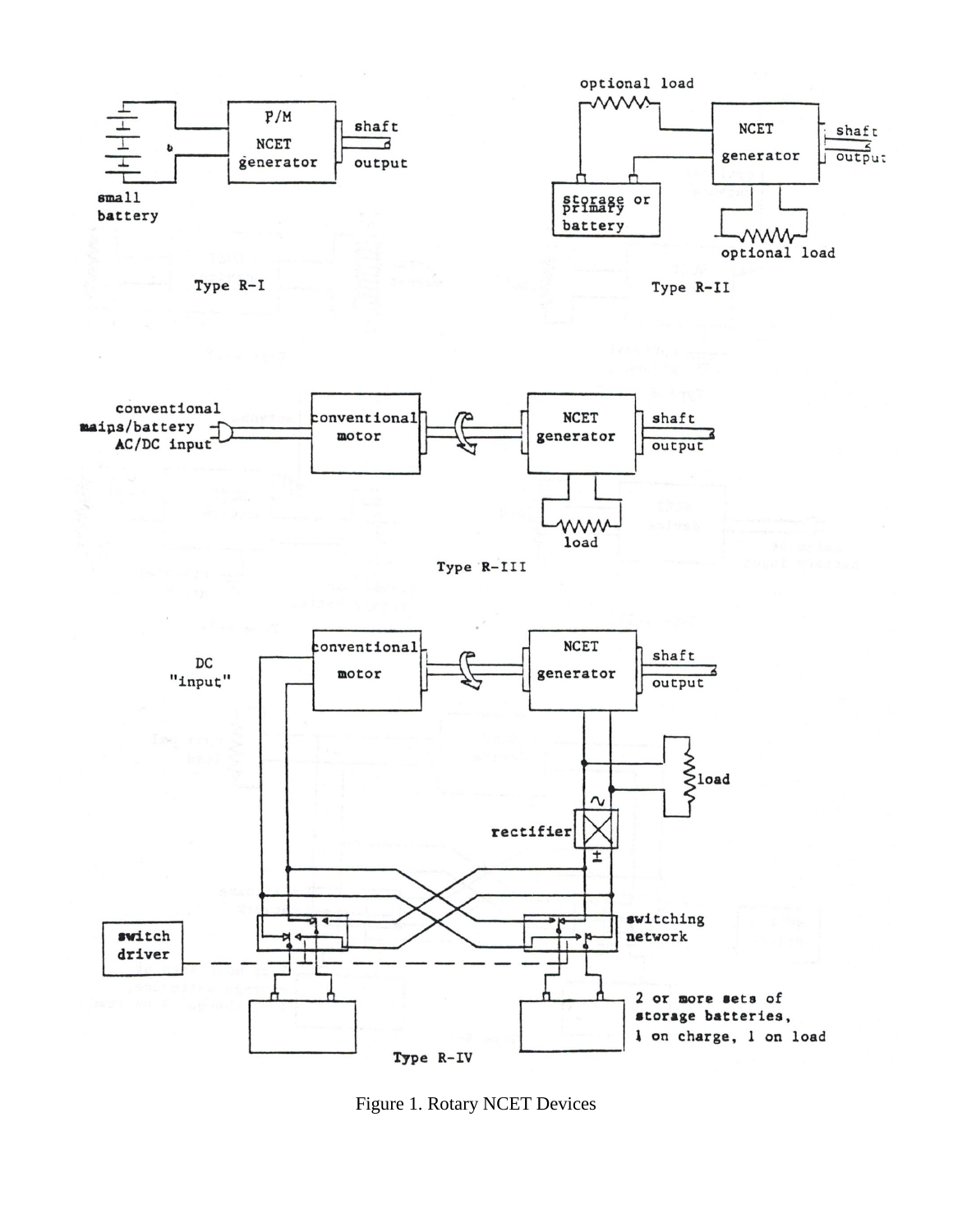Figure 1. Rotary NCET Devices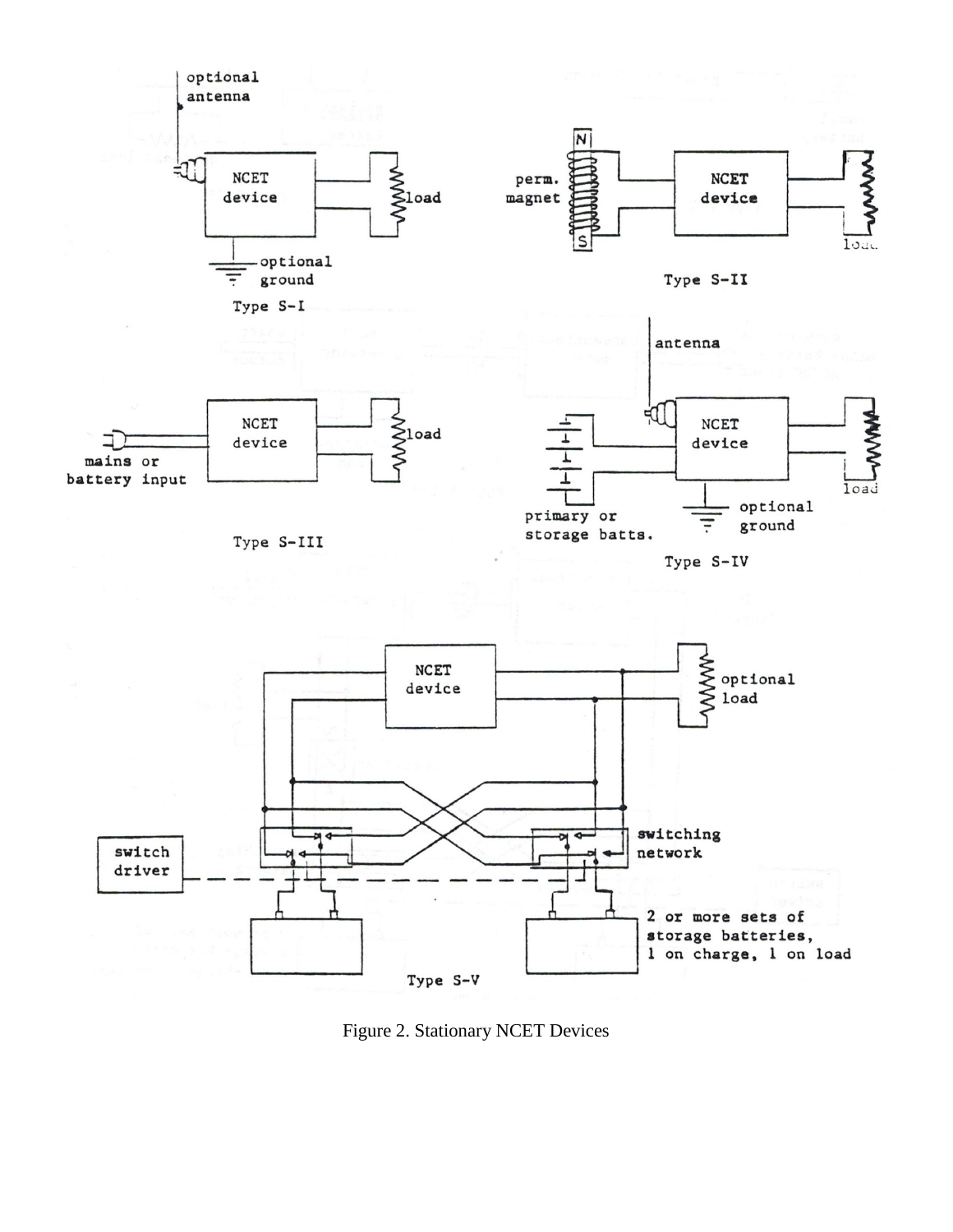Figure 2. Stationary NCET Devices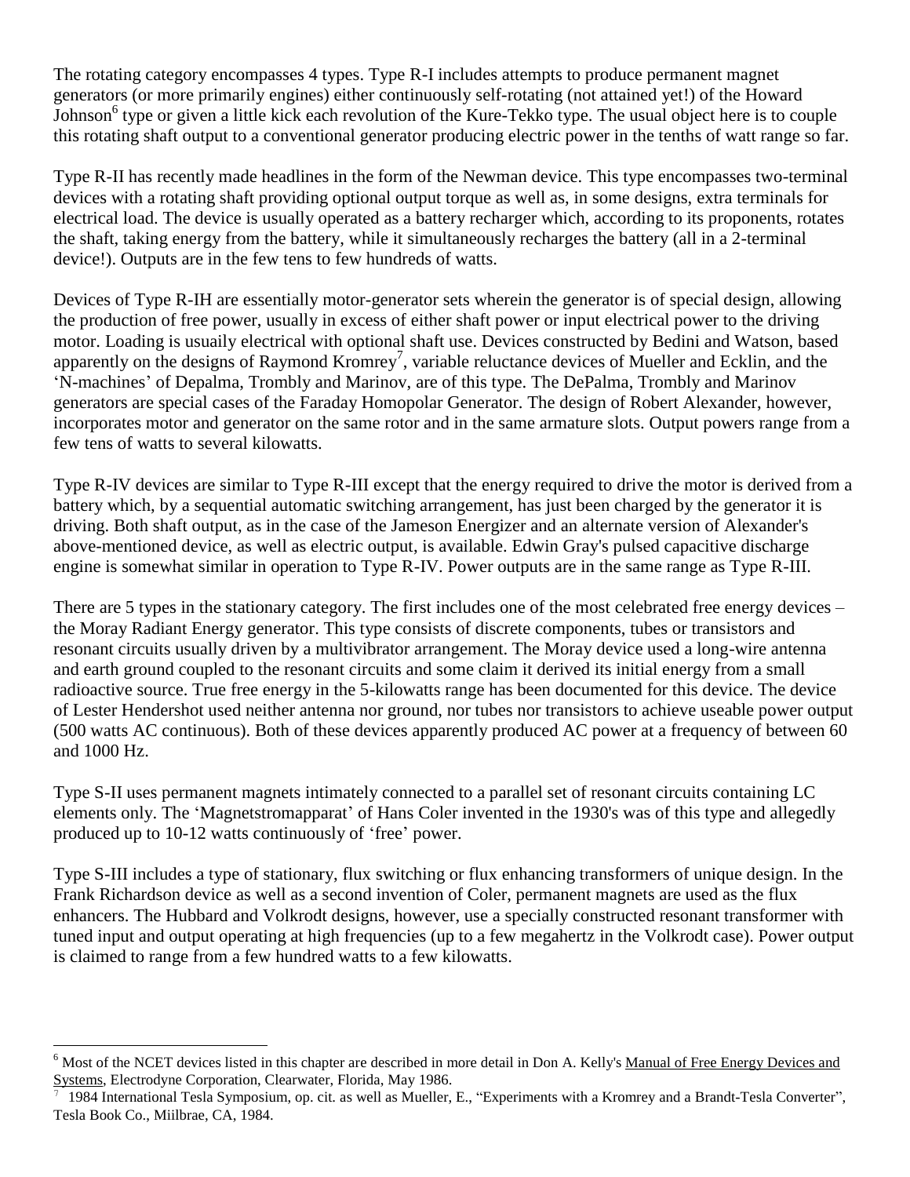The rotating category encompasses 4 types. Type R-I includes attempts to produce permanent magnet generators (or more primarily engines) either continuously self-rotating (not attained yet!) of the Howard Johnson[6] type or given a little kick each revolution of the Kure-Tekko type. The usual object here is to couple this rotating shaft output to a conventional generator producing electric power in the tenths of watt range so far.

Type R-II has recently made headlines in the form of the Newman device. This type encompasses two-terminal devices with a rotating shaft providing optional output torque as well as, in some designs, extra terminals for electrical load. The device is usually operated as a battery recharger which, according to its proponents, rotates the shaft, taking energy from the battery, while it simultaneously recharges the battery (all in a 2-terminal device!). Outputs are in the few tens to few hundreds of watts.

Devices of Type R-IH are essentially motor-generator sets wherein the generator is of special design, allowing the production of free power, usually in excess of either shaft power or input electrical power to the driving motor. Loading is usuaily electrical with optional shaft use. Devices constructed by Bedini and Watson, based apparently on the designs of Raymond Kromrey[7], variable reluctance devices of Mueller and Ecklin, and the 'N-machines' of Depalma, Trombly and Marinov, are of this type. The DePalma, Trombly and Marinov generators are special cases of the Faraday Homopolar Generator. The design of Robert Alexander, however, incorporates motor and generator on the same rotor and in the same armature slots. Output powers range from a few tens of watts to several kilowatts.

Type R-IV devices are similar to Type R-III except that the energy required to drive the motor is derived from a battery which, by a sequential automatic switching arrangement, has just been charged by the generator it is driving. Both shaft output, as in the case of the Jameson Energizer and an alternate version of Alexander's above-mentioned device, as well as electric output, is available. Edwin Gray's pulsed capacitive discharge engine is somewhat similar in operation to Type R-IV. Power outputs are in the same range as Type R-III.

There are 5 types in the stationary category. The first includes one of the most celebrated free energy devices – the Moray Radiant Energy generator. This type consists of discrete components, tubes or transistors and resonant circuits usually driven by a multivibrator arrangement. The Moray device used a long-wire antenna and earth ground coupled to the resonant circuits and some claim it derived its initial energy from a small radioactive source. True free energy in the 5-kilowatts range has been documented for this device. The device of Lester Hendershot used neither antenna nor ground, nor tubes nor transistors to achieve useable power output (500 watts AC continuous). Both of these devices apparently produced AC power at a frequency of between 60 and 1000 Hz.

Type S-II uses permanent magnets intimately connected to a parallel set of resonant circuits containing LC elements only. The 'Magnetstromapparat' of Hans Coler invented in the 1930's was of this type and allegedly produced up to 10-12 watts continuously of 'free' power.

Type S-III includes a type of stationary, flux switching or flux enhancing transformers of unique design. In the Frank Richardson device as well as a second invention of Coler, permanent magnets are used as the flux enhancers. The Hubbard and Volkrodt designs, however, use a specially constructed resonant transformer with tuned input and output operating at high frequencies (up to a few megahertz in the Volkrodt case). Power output is claimed to range from a few hundred watts to a few kilowatts.

---

[6] Most of the NCET devices listed in this chapter are described in more detail in Don A. Kelly's Manual of Free Energy Devices and Systems, Electrodyne Corporation, Clearwater, Florida, May 1986.

[7] 1984 International Tesla Symposium, op. cit. as well as Mueller, E., "Experiments with a Kromrey and a Brandt-Tesla Converter", Tesla Book Co., Miilbrae, CA, 1984.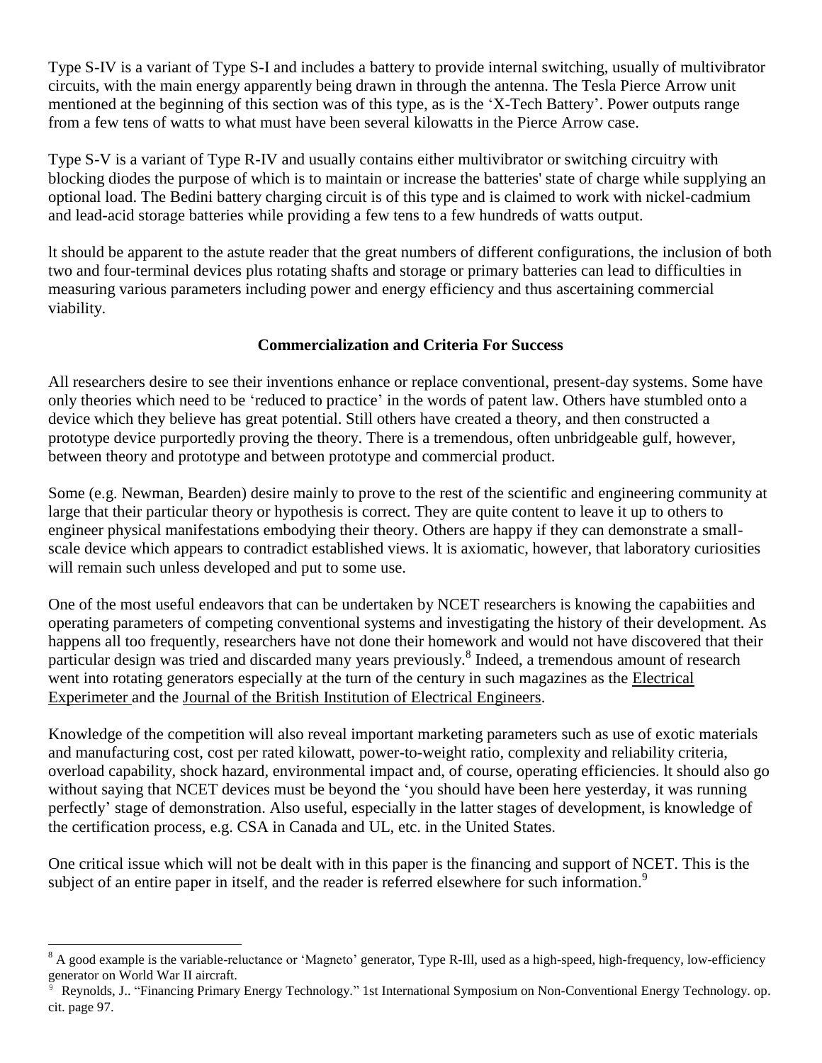Type S-IV is a variant of Type S-I and includes a battery to provide internal switching, usually of multivibrator circuits, with the main energy apparently being drawn in through the antenna. The Tesla Pierce Arrow unit mentioned at the beginning of this section was of this type, as is the 'X-Tech Battery'. Power outputs range from a few tens of watts to what must have been several kilowatts in the Pierce Arrow case.

Type S-V is a variant of Type R-IV and usually contains either multivibrator or switching circuitry with blocking diodes the purpose of which is to maintain or increase the batteries' state of charge while supplying an optional load. The Bedini battery charging circuit is of this type and is claimed to work with nickel-cadmium and lead-acid storage batteries while providing a few tens to a few hundreds of watts output.

lt should be apparent to the astute reader that the great numbers of different configurations, the inclusion of both two and four-terminal devices plus rotating shafts and storage or primary batteries can lead to difficulties in measuring various parameters including power and energy efficiency and thus ascertaining commercial viability.

## Commercialization and Criteria For Success

All researchers desire to see their inventions enhance or replace conventional, present-day systems. Some have only theories which need to be 'reduced to practice' in the words of patent law. Others have stumbled onto a device which they believe has great potential. Still others have created a theory, and then constructed a prototype device purportedly proving the theory. There is a tremendous, often unbridgeable gulf, however, between theory and prototype and between prototype and commercial product.

Some (e.g. Newman, Bearden) desire mainly to prove to the rest of the scientific and engineering community at large that their particular theory or hypothesis is correct. They are quite content to leave it up to others to engineer physical manifestations embodying their theory. Others are happy if they can demonstrate a small-scale device which appears to contradict established views. lt is axiomatic, however, that laboratory curiosities will remain such unless developed and put to some use.

One of the most useful endeavors that can be undertaken by NCET researchers is knowing the capabiities and operating parameters of competing conventional systems and investigating the history of their development. As happens all too frequently, researchers have not done their homework and would not have discovered that their particular design was tried and discarded many years previously.[8] Indeed, a tremendous amount of research went into rotating generators especially at the turn of the century in such magazines as the Electrical Experimeter and the Journal of the British Institution of Electrical Engineers.

Knowledge of the competition will also reveal important marketing parameters such as use of exotic materials and manufacturing cost, cost per rated kilowatt, power-to-weight ratio, complexity and reliability criteria, overload capability, shock hazard, environmental impact and, of course, operating efficiencies. lt should also go without saying that NCET devices must be beyond the 'you should have been here yesterday, it was running perfectly' stage of demonstration. Also useful, especially in the latter stages of development, is knowledge of the certification process, e.g. CSA in Canada and UL, etc. in the United States.

One critical issue which will not be dealt with in this paper is the financing and support of NCET. This is the subject of an entire paper in itself, and the reader is referred elsewhere for such information.[9]

---

[8] A good example is the variable-reluctance or 'Magneto' generator, Type R-Ill, used as a high-speed, high-frequency, low-efficiency generator on World War II aircraft.

[9] Reynolds, J.. "Financing Primary Energy Technology." 1st International Symposium on Non-Conventional Energy Technology. op. cit. page 97.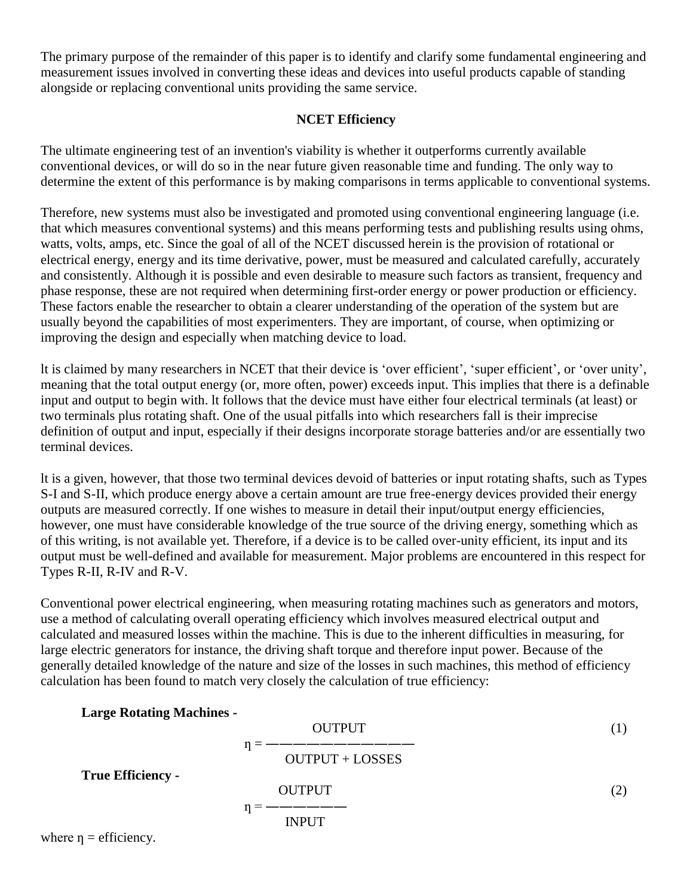The primary purpose of the remainder of this paper is to identify and clarify some fundamental engineering and measurement issues involved in converting these ideas and devices into useful products capable of standing alongside or replacing conventional units providing the same service.

## NCET Efficiency

The ultimate engineering test of an invention's viability is whether it outperforms currently available conventional devices, or will do so in the near future given reasonable time and funding. The only way to determine the extent of this performance is by making comparisons in terms applicable to conventional systems.

Therefore, new systems must also be investigated and promoted using conventional engineering language (i.e. that which measures conventional systems) and this means performing tests and publishing results using ohms, watts, volts, amps, etc. Since the goal of all of the NCET discussed herein is the provision of rotational or electrical energy, energy and its time derivative, power, must be measured and calculated carefully, accurately and consistently. Although it is possible and even desirable to measure such factors as transient, frequency and phase response, these are not required when determining first-order energy or power production or efficiency. These factors enable the researcher to obtain a clearer understanding of the operation of the system but are usually beyond the capabilities of most experimenters. They are important, of course, when optimizing or improving the design and especially when matching device to load.

lt is claimed by many researchers in NCET that their device is 'over efficient', 'super efficient', or 'over unity', meaning that the total output energy (or, more often, power) exceeds input. This implies that there is a definable input and output to begin with. lt follows that the device must have either four electrical terminals (at least) or two terminals plus rotating shaft. One of the usual pitfalls into which researchers fall is their imprecise definition of output and input, especially if their designs incorporate storage batteries and/or are essentially two terminal devices.

lt is a given, however, that those two terminal devices devoid of batteries or input rotating shafts, such as Types S-I and S-II, which produce energy above a certain amount are true free-energy devices provided their energy outputs are measured correctly. If one wishes to measure in detail their input/output energy efficiencies, however, one must have considerable knowledge of the true source of the driving energy, something which as of this writing, is not available yet. Therefore, if a device is to be called over-unity efficient, its input and its output must be well-defined and available for measurement. Major problems are encountered in this respect for Types R-II, R-IV and R-V.

Conventional power electrical engineering, when measuring rotating machines such as generators and motors, use a method of calculating overall operating efficiency which involves measured electrical output and calculated and measured losses within the machine. This is due to the inherent difficulties in measuring, for large electric generators for instance, the driving shaft torque and therefore input power. Because of the generally detailed knowledge of the nature and size of the losses in such machines, this method of efficiency calculation has been found to match very closely the calculation of true efficiency:

**Large Rotating Machines -**

$$\eta = \frac{\text{OUTPUT}}{\text{OUTPUT + LOSSES}} \tag{1}$$

**True Efficiency -**

$$\eta = \frac{\text{OUTPUT}}{\text{INPUT}} \tag{2}$$

where $\eta$ = efficiency.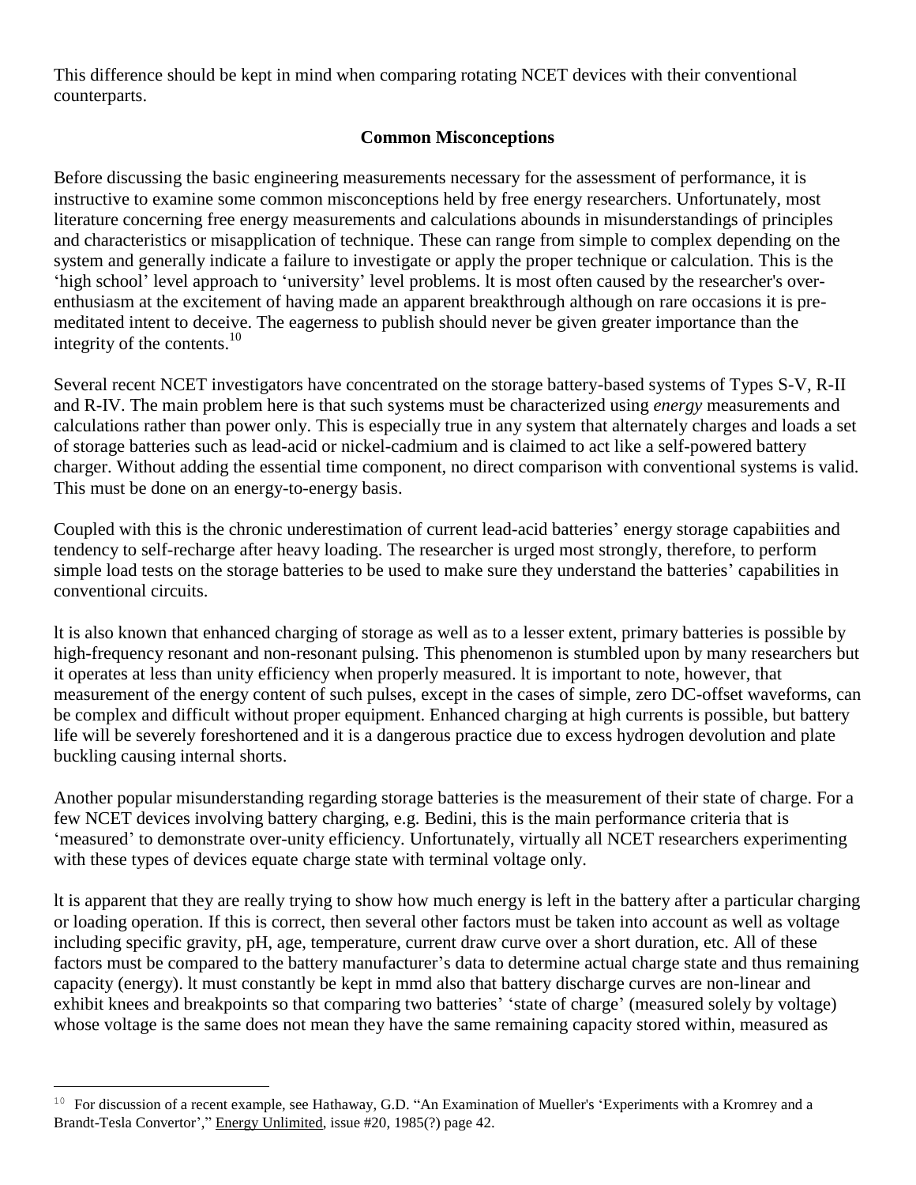This difference should be kept in mind when comparing rotating NCET devices with their conventional counterparts.

## Common Misconceptions

Before discussing the basic engineering measurements necessary for the assessment of performance, it is instructive to examine some common misconceptions held by free energy researchers. Unfortunately, most literature concerning free energy measurements and calculations abounds in misunderstandings of principles and characteristics or misapplication of technique. These can range from simple to complex depending on the system and generally indicate a failure to investigate or apply the proper technique or calculation. This is the 'high school' level approach to 'university' level problems. lt is most often caused by the researcher's over-enthusiasm at the excitement of having made an apparent breakthrough although on rare occasions it is pre-meditated intent to deceive. The eagerness to publish should never be given greater importance than the integrity of the contents.[10]

Several recent NCET investigators have concentrated on the storage battery-based systems of Types S-V, R-II and R-IV. The main problem here is that such systems must be characterized using *energy* measurements and calculations rather than power only. This is especially true in any system that alternately charges and loads a set of storage batteries such as lead-acid or nickel-cadmium and is claimed to act like a self-powered battery charger. Without adding the essential time component, no direct comparison with conventional systems is valid. This must be done on an energy-to-energy basis.

Coupled with this is the chronic underestimation of current lead-acid batteries' energy storage capabiities and tendency to self-recharge after heavy loading. The researcher is urged most strongly, therefore, to perform simple load tests on the storage batteries to be used to make sure they understand the batteries' capabilities in conventional circuits.

lt is also known that enhanced charging of storage as well as to a lesser extent, primary batteries is possible by high-frequency resonant and non-resonant pulsing. This phenomenon is stumbled upon by many researchers but it operates at less than unity efficiency when properly measured. lt is important to note, however, that measurement of the energy content of such pulses, except in the cases of simple, zero DC-offset waveforms, can be complex and difficult without proper equipment. Enhanced charging at high currents is possible, but battery life will be severely foreshortened and it is a dangerous practice due to excess hydrogen devolution and plate buckling causing internal shorts.

Another popular misunderstanding regarding storage batteries is the measurement of their state of charge. For a few NCET devices involving battery charging, e.g. Bedini, this is the main performance criteria that is 'measured' to demonstrate over-unity efficiency. Unfortunately, virtually all NCET researchers experimenting with these types of devices equate charge state with terminal voltage only.

lt is apparent that they are really trying to show how much energy is left in the battery after a particular charging or loading operation. If this is correct, then several other factors must be taken into account as well as voltage including specific gravity, pH, age, temperature, current draw curve over a short duration, etc. All of these factors must be compared to the battery manufacturer's data to determine actual charge state and thus remaining capacity (energy). lt must constantly be kept in mmd also that battery discharge curves are non-linear and exhibit knees and breakpoints so that comparing two batteries' 'state of charge' (measured solely by voltage) whose voltage is the same does not mean they have the same remaining capacity stored within, measured as

---

[10] For discussion of a recent example, see Hathaway, G.D. "An Examination of Mueller's 'Experiments with a Kromrey and a Brandt-Tesla Convertor'," Energy Unlimited, issue #20, 1985(?) page 42.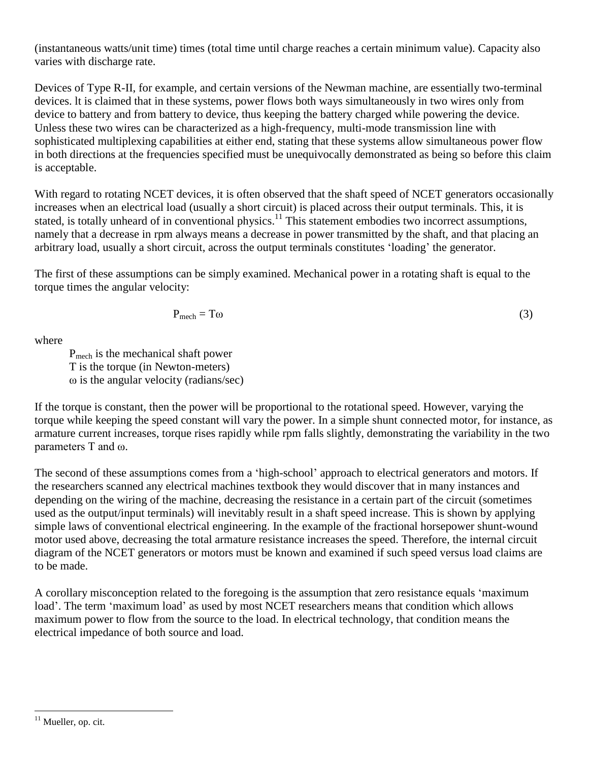(instantaneous watts/unit time) times (total time until charge reaches a certain minimum value). Capacity also varies with discharge rate.

Devices of Type R-II, for example, and certain versions of the Newman machine, are essentially two-terminal devices. lt is claimed that in these systems, power flows both ways simultaneously in two wires only from device to battery and from battery to device, thus keeping the battery charged while powering the device. Unless these two wires can be characterized as a high-frequency, multi-mode transmission line with sophisticated multiplexing capabilities at either end, stating that these systems allow simultaneous power flow in both directions at the frequencies specified must be unequivocally demonstrated as being so before this claim is acceptable.

With regard to rotating NCET devices, it is often observed that the shaft speed of NCET generators occasionally increases when an electrical load (usually a short circuit) is placed across their output terminals. This, it is stated, is totally unheard of in conventional physics.[11] This statement embodies two incorrect assumptions, namely that a decrease in rpm always means a decrease in power transmitted by the shaft, and that placing an arbitrary load, usually a short circuit, across the output terminals constitutes 'loading' the generator.

The first of these assumptions can be simply examined. Mechanical power in a rotating shaft is equal to the torque times the angular velocity:

$$P_{mech} = T\omega \tag{3}$$

where

$P_{mech}$ is the mechanical shaft power
T is the torque (in Newton-meters)
$\omega$ is the angular velocity (radians/sec)

If the torque is constant, then the power will be proportional to the rotational speed. However, varying the torque while keeping the speed constant will vary the power. In a simple shunt connected motor, for instance, as armature current increases, torque rises rapidly while rpm falls slightly, demonstrating the variability in the two parameters T and $\omega$.

The second of these assumptions comes from a 'high-school' approach to electrical generators and motors. If the researchers scanned any electrical machines textbook they would discover that in many instances and depending on the wiring of the machine, decreasing the resistance in a certain part of the circuit (sometimes used as the output/input terminals) will inevitably result in a shaft speed increase. This is shown by applying simple laws of conventional electrical engineering. In the example of the fractional horsepower shunt-wound motor used above, decreasing the total armature resistance increases the speed. Therefore, the internal circuit diagram of the NCET generators or motors must be known and examined if such speed versus load claims are to be made.

A corollary misconception related to the foregoing is the assumption that zero resistance equals 'maximum load'. The term 'maximum load' as used by most NCET researchers means that condition which allows maximum power to flow from the source to the load. In electrical technology, that condition means the electrical impedance of both source and load.

[11] Mueller, op. cit.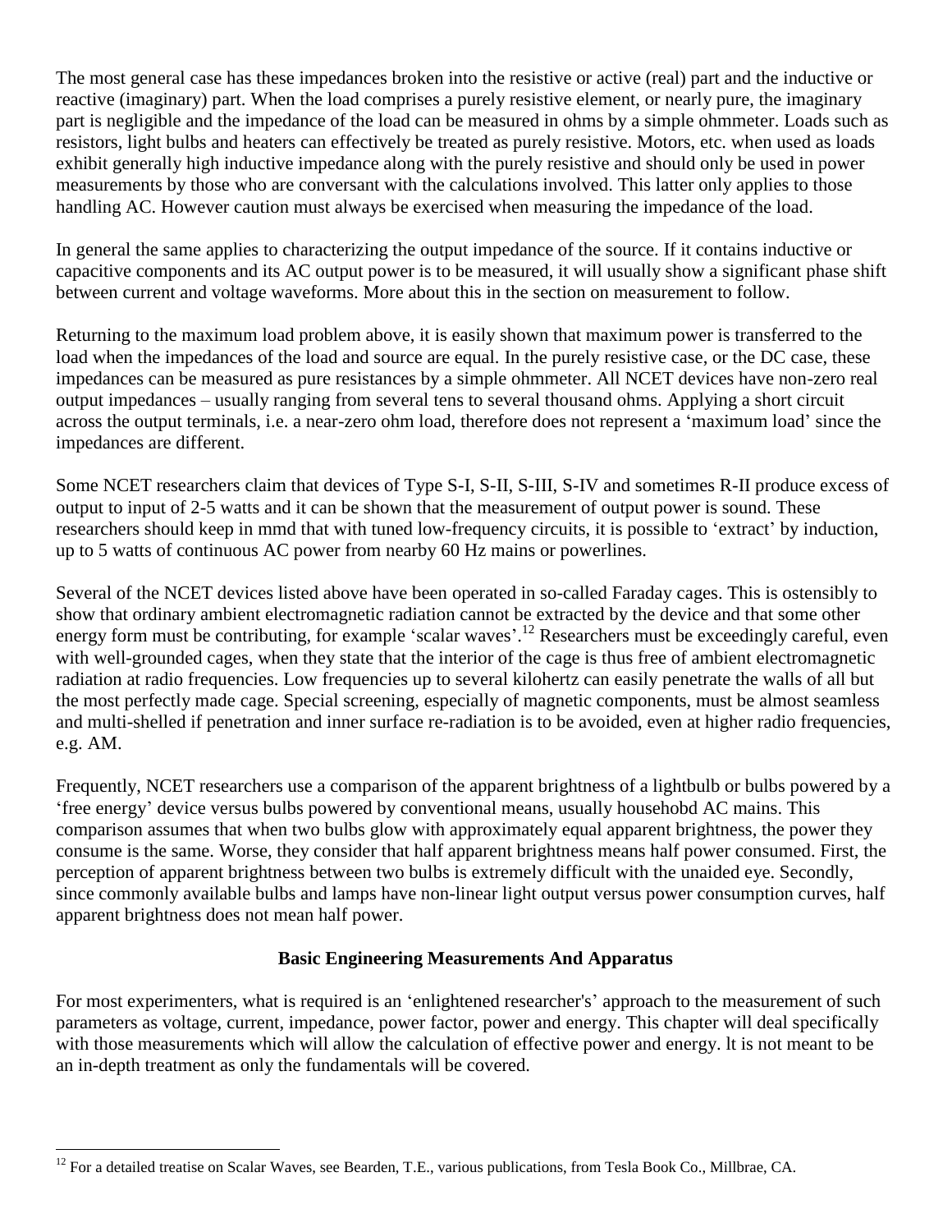The most general case has these impedances broken into the resistive or active (real) part and the inductive or reactive (imaginary) part. When the load comprises a purely resistive element, or nearly pure, the imaginary part is negligible and the impedance of the load can be measured in ohms by a simple ohmmeter. Loads such as resistors, light bulbs and heaters can effectively be treated as purely resistive. Motors, etc. when used as loads exhibit generally high inductive impedance along with the purely resistive and should only be used in power measurements by those who are conversant with the calculations involved. This latter only applies to those handling AC. However caution must always be exercised when measuring the impedance of the load.

In general the same applies to characterizing the output impedance of the source. If it contains inductive or capacitive components and its AC output power is to be measured, it will usually show a significant phase shift between current and voltage waveforms. More about this in the section on measurement to follow.

Returning to the maximum load problem above, it is easily shown that maximum power is transferred to the load when the impedances of the load and source are equal. In the purely resistive case, or the DC case, these impedances can be measured as pure resistances by a simple ohmmeter. All NCET devices have non-zero real output impedances – usually ranging from several tens to several thousand ohms. Applying a short circuit across the output terminals, i.e. a near-zero ohm load, therefore does not represent a 'maximum load' since the impedances are different.

Some NCET researchers claim that devices of Type S-I, S-II, S-III, S-IV and sometimes R-II produce excess of output to input of 2-5 watts and it can be shown that the measurement of output power is sound. These researchers should keep in mmd that with tuned low-frequency circuits, it is possible to 'extract' by induction, up to 5 watts of continuous AC power from nearby 60 Hz mains or powerlines.

Several of the NCET devices listed above have been operated in so-called Faraday cages. This is ostensibly to show that ordinary ambient electromagnetic radiation cannot be extracted by the device and that some other energy form must be contributing, for example 'scalar waves'.[12] Researchers must be exceedingly careful, even with well-grounded cages, when they state that the interior of the cage is thus free of ambient electromagnetic radiation at radio frequencies. Low frequencies up to several kilohertz can easily penetrate the walls of all but the most perfectly made cage. Special screening, especially of magnetic components, must be almost seamless and multi-shelled if penetration and inner surface re-radiation is to be avoided, even at higher radio frequencies, e.g. AM.

Frequently, NCET researchers use a comparison of the apparent brightness of a lightbulb or bulbs powered by a 'free energy' device versus bulbs powered by conventional means, usually househobd AC mains. This comparison assumes that when two bulbs glow with approximately equal apparent brightness, the power they consume is the same. Worse, they consider that half apparent brightness means half power consumed. First, the perception of apparent brightness between two bulbs is extremely difficult with the unaided eye. Secondly, since commonly available bulbs and lamps have non-linear light output versus power consumption curves, half apparent brightness does not mean half power.

## Basic Engineering Measurements And Apparatus

For most experimenters, what is required is an 'enlightened researcher's' approach to the measurement of such parameters as voltage, current, impedance, power factor, power and energy. This chapter will deal specifically with those measurements which will allow the calculation of effective power and energy. lt is not meant to be an in-depth treatment as only the fundamentals will be covered.

---

[12] For a detailed treatise on Scalar Waves, see Bearden, T.E., various publications, from Tesla Book Co., Millbrae, CA.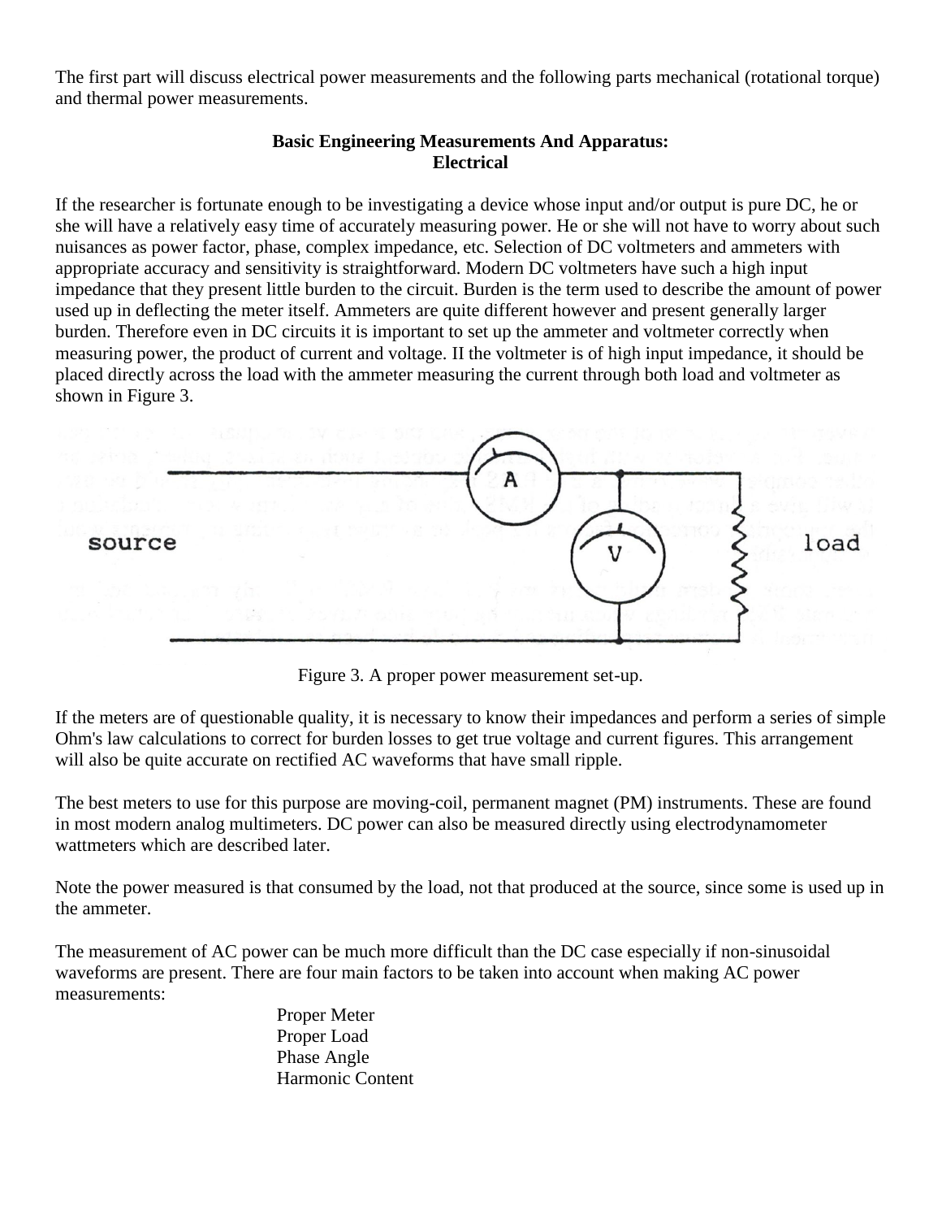The first part will discuss electrical power measurements and the following parts mechanical (rotational torque) and thermal power measurements.

**Basic Engineering Measurements And Apparatus:**
**Electrical**

If the researcher is fortunate enough to be investigating a device whose input and/or output is pure DC, he or she will have a relatively easy time of accurately measuring power. He or she will not have to worry about such nuisances as power factor, phase, complex impedance, etc. Selection of DC voltmeters and ammeters with appropriate accuracy and sensitivity is straightforward. Modern DC voltmeters have such a high input impedance that they present little burden to the circuit. Burden is the term used to describe the amount of power used up in deflecting the meter itself. Ammeters are quite different however and present generally larger burden. Therefore even in DC circuits it is important to set up the ammeter and voltmeter correctly when measuring power, the product of current and voltage. II the voltmeter is of high input impedance, it should be placed directly across the load with the ammeter measuring the current through both load and voltmeter as shown in Figure 3.

Figure 3. A proper power measurement set-up.

If the meters are of questionable quality, it is necessary to know their impedances and perform a series of simple Ohm's law calculations to correct for burden losses to get true voltage and current figures. This arrangement will also be quite accurate on rectified AC waveforms that have small ripple.

The best meters to use for this purpose are moving-coil, permanent magnet (PM) instruments. These are found in most modern analog multimeters. DC power can also be measured directly using electrodynamometer wattmeters which are described later.

Note the power measured is that consumed by the load, not that produced at the source, since some is used up in the ammeter.

The measurement of AC power can be much more difficult than the DC case especially if non-sinusoidal waveforms are present. There are four main factors to be taken into account when making AC power measurements:

- Proper Meter
- Proper Load
- Phase Angle
- Harmonic Content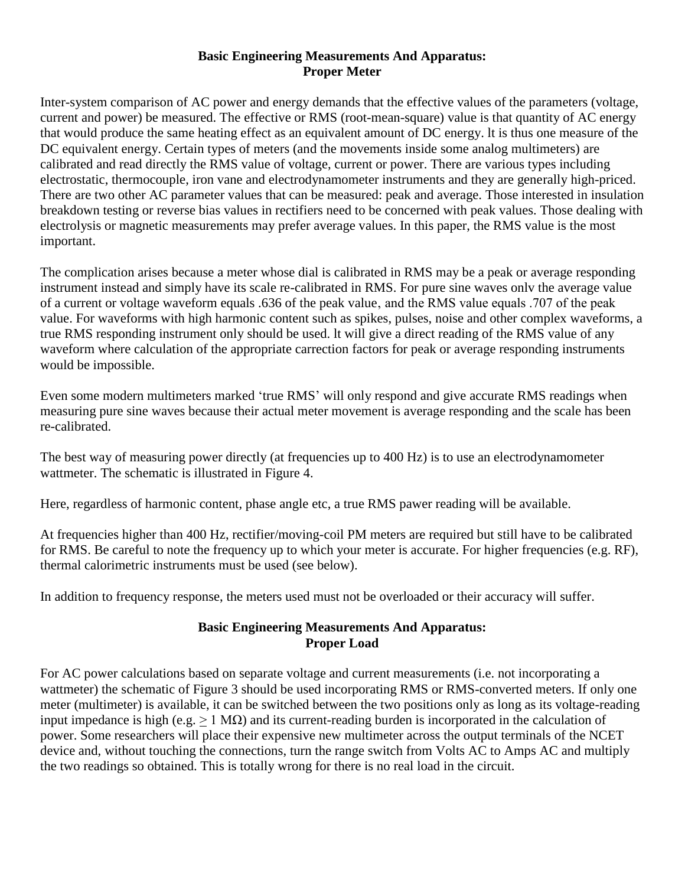## Basic Engineering Measurements And Apparatus: Proper Meter

Inter-system comparison of AC power and energy demands that the effective values of the parameters (voltage, current and power) be measured. The effective or RMS (root-mean-square) value is that quantity of AC energy that would produce the same heating effect as an equivalent amount of DC energy. lt is thus one measure of the DC equivalent energy. Certain types of meters (and the movements inside some analog multimeters) are calibrated and read directly the RMS value of voltage, current or power. There are various types including electrostatic, thermocouple, iron vane and electrodynamometer instruments and they are generally high-priced. There are two other AC parameter values that can be measured: peak and average. Those interested in insulation breakdown testing or reverse bias values in rectifiers need to be concerned with peak values. Those dealing with electrolysis or magnetic measurements may prefer average values. In this paper, the RMS value is the most important.

The complication arises because a meter whose dial is calibrated in RMS may be a peak or average responding instrument instead and simply have its scale re-calibrated in RMS. For pure sine waves onlv the average value of a current or voltage waveform equals .636 of the peak value, and the RMS value equals .707 of the peak value. For waveforms with high harmonic content such as spikes, pulses, noise and other complex waveforms, a true RMS responding instrument only should be used. lt will give a direct reading of the RMS value of any waveform where calculation of the appropriate carrection factors for peak or average responding instruments would be impossible.

Even some modern multimeters marked 'true RMS' will only respond and give accurate RMS readings when measuring pure sine waves because their actual meter movement is average responding and the scale has been re-calibrated.

The best way of measuring power directly (at frequencies up to 400 Hz) is to use an electrodynamometer wattmeter. The schematic is illustrated in Figure 4.

Here, regardless of harmonic content, phase angle etc, a true RMS pawer reading will be available.

At frequencies higher than 400 Hz, rectifier/moving-coil PM meters are required but still have to be calibrated for RMS. Be careful to note the frequency up to which your meter is accurate. For higher frequencies (e.g. RF), thermal calorimetric instruments must be used (see below).

In addition to frequency response, the meters used must not be overloaded or their accuracy will suffer.

## Basic Engineering Measurements And Apparatus: Proper Load

For AC power calculations based on separate voltage and current measurements (i.e. not incorporating a wattmeter) the schematic of Figure 3 should be used incorporating RMS or RMS-converted meters. If only one meter (multimeter) is available, it can be switched between the two positions only as long as its voltage-reading input impedance is high (e.g. $\geq 1$ MΩ) and its current-reading burden is incorporated in the calculation of power. Some researchers will place their expensive new multimeter across the output terminals of the NCET device and, without touching the connections, turn the range switch from Volts AC to Amps AC and multiply the two readings so obtained. This is totally wrong for there is no real load in the circuit.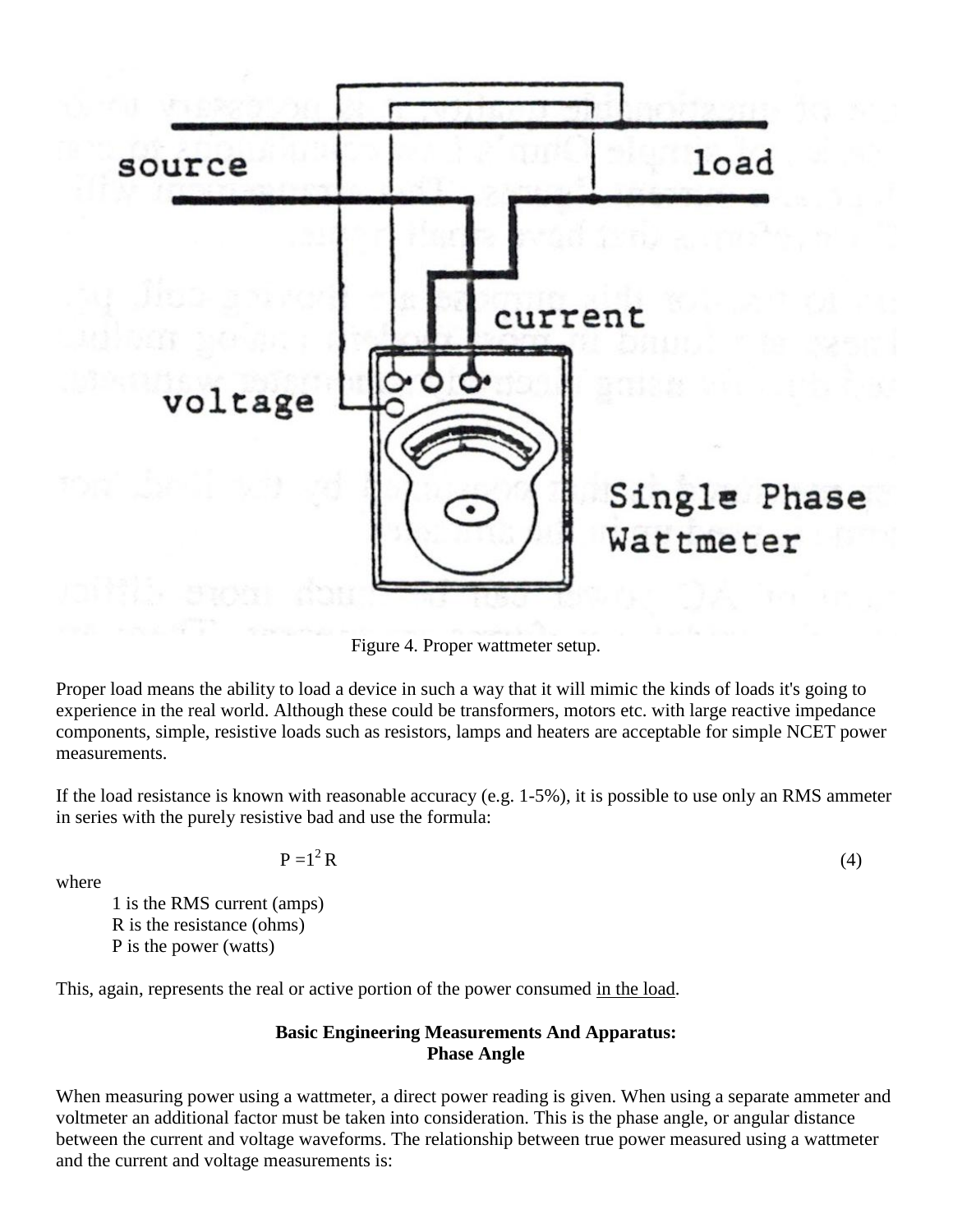Figure 4. Proper wattmeter setup.

Proper load means the ability to load a device in such a way that it will mimic the kinds of loads it's going to experience in the real world. Although these could be transformers, motors etc. with large reactive impedance components, simple, resistive loads such as resistors, lamps and heaters are acceptable for simple NCET power measurements.

If the load resistance is known with reasonable accuracy (e.g. 1-5%), it is possible to use only an RMS ammeter in series with the purely resistive bad and use the formula:

$$P = 1^2 R \tag{4}$$

where

1 is the RMS current (amps)
R is the resistance (ohms)
P is the power (watts)

This, again, represents the real or active portion of the power consumed in the load.

**Basic Engineering Measurements And Apparatus:**
**Phase Angle**

When measuring power using a wattmeter, a direct power reading is given. When using a separate ammeter and voltmeter an additional factor must be taken into consideration. This is the phase angle, or angular distance between the current and voltage waveforms. The relationship between true power measured using a wattmeter and the current and voltage measurements is: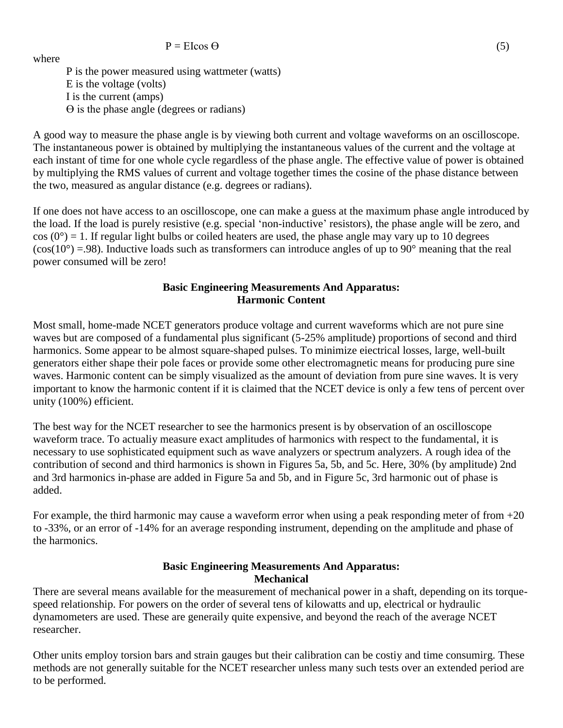$$P = EI\cos \Theta \tag{5}$$

where

P is the power measured using wattmeter (watts)
E is the voltage (volts)
I is the current (amps)
$\Theta$ is the phase angle (degrees or radians)

A good way to measure the phase angle is by viewing both current and voltage waveforms on an oscilloscope. The instantaneous power is obtained by multiplying the instantaneous values of the current and the voltage at each instant of time for one whole cycle regardless of the phase angle. The effective value of power is obtained by multiplying the RMS values of current and voltage together times the cosine of the phase distance between the two, measured as angular distance (e.g. degrees or radians).

If one does not have access to an oscilloscope, one can make a guess at the maximum phase angle introduced by the load. If the load is purely resistive (e.g. special 'non-inductive' resistors), the phase angle will be zero, and $\cos(0°) = 1$. If regular light bulbs or coiled heaters are used, the phase angle may vary up to 10 degrees ($\cos(10°) = .98$). Inductive loads such as transformers can introduce angles of up to 90° meaning that the real power consumed will be zero!

## Basic Engineering Measurements And Apparatus: Harmonic Content

Most small, home-made NCET generators produce voltage and current waveforms which are not pure sine waves but are composed of a fundamental plus significant (5-25% amplitude) proportions of second and third harmonics. Some appear to be almost square-shaped pulses. To minimize eiectrical losses, large, well-built generators either shape their pole faces or provide some other electromagnetic means for producing pure sine waves. Harmonic content can be simply visualized as the amount of deviation from pure sine waves. lt is very important to know the harmonic content if it is claimed that the NCET device is only a few tens of percent over unity (100%) efficient.

The best way for the NCET researcher to see the harmonics present is by observation of an oscilloscope waveform trace. To actualiy measure exact amplitudes of harmonics with respect to the fundamental, it is necessary to use sophisticated equipment such as wave analyzers or spectrum analyzers. A rough idea of the contribution of second and third harmonics is shown in Figures 5a, 5b, and 5c. Here, 30% (by amplitude) 2nd and 3rd harmonics in-phase are added in Figure 5a and 5b, and in Figure 5c, 3rd harmonic out of phase is added.

For example, the third harmonic may cause a waveform error when using a peak responding meter of from +20 to -33%, or an error of -14% for an average responding instrument, depending on the amplitude and phase of the harmonics.

## Basic Engineering Measurements And Apparatus: Mechanical

There are several means available for the measurement of mechanical power in a shaft, depending on its torque-speed relationship. For powers on the order of several tens of kilowatts and up, electrical or hydraulic dynamometers are used. These are generaily quite expensive, and beyond the reach of the average NCET researcher.

Other units employ torsion bars and strain gauges but their calibration can be costiy and time consumirg. These methods are not generally suitable for the NCET researcher unless many such tests over an extended period are to be performed.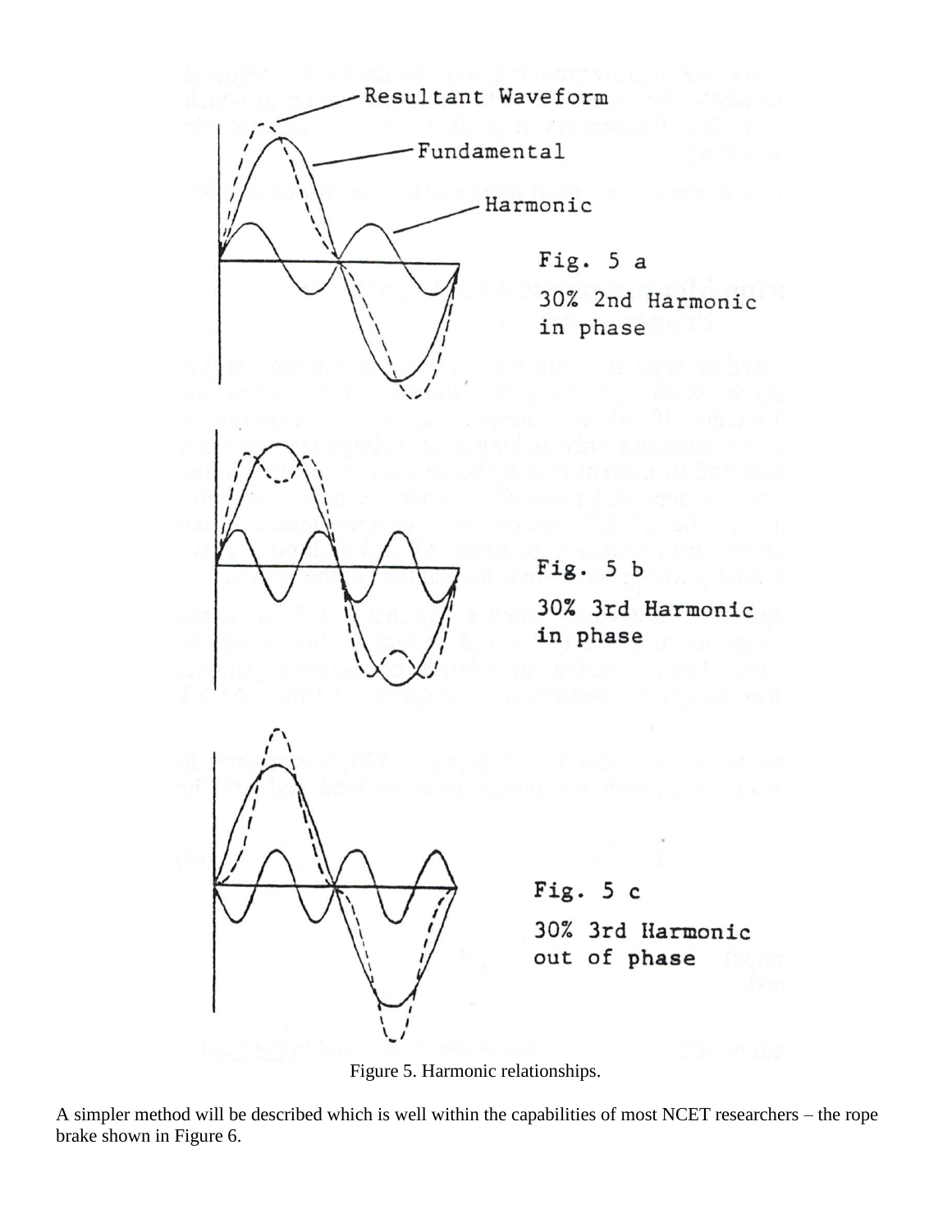Resultant Waveform

Fundamental

Harmonic

Fig. 5 a

30% 2nd Harmonic in phase

Fig. 5 b

30% 3rd Harmonic in phase

Fig. 5 c

30% 3rd Harmonic out of phase

Figure 5. Harmonic relationships.

A simpler method will be described which is well within the capabilities of most NCET researchers – the rope brake shown in Figure 6.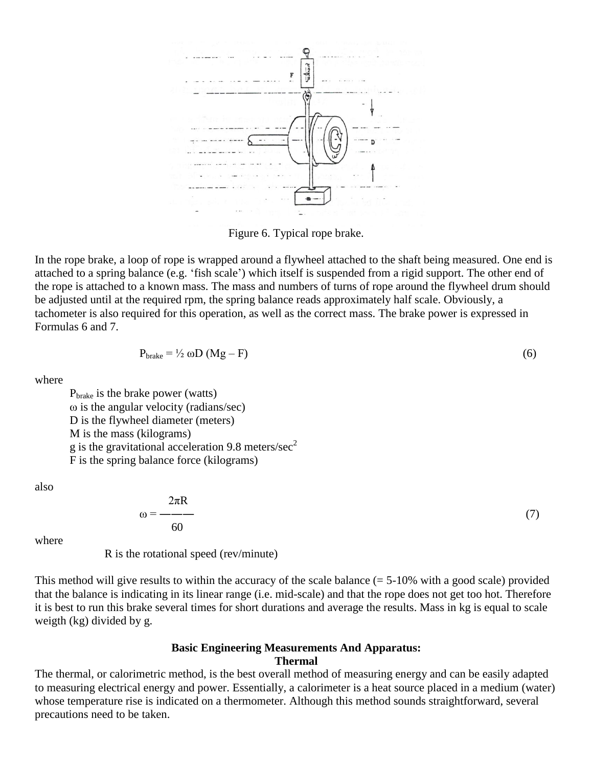Figure 6. Typical rope brake.

In the rope brake, a loop of rope is wrapped around a flywheel attached to the shaft being measured. One end is attached to a spring balance (e.g. 'fish scale') which itself is suspended from a rigid support. The other end of the rope is attached to a known mass. The mass and numbers of turns of rope around the flywheel drum should be adjusted until at the required rpm, the spring balance reads approximately half scale. Obviously, a tachometer is also required for this operation, as well as the correct mass. The brake power is expressed in Formulas 6 and 7.

$$P_{brake} = \frac{1}{2}\, \omega D\, (Mg - F) \tag{6}$$

where

- $P_{brake}$ is the brake power (watts)
- $\omega$ is the angular velocity (radians/sec)
- D is the flywheel diameter (meters)
- M is the mass (kilograms)
- g is the gravitational acceleration 9.8 meters/sec$^2$
- F is the spring balance force (kilograms)

also

$$\omega = \frac{2\pi R}{60} \tag{7}$$

where

R is the rotational speed (rev/minute)

This method will give results to within the accuracy of the scale balance (= 5-10% with a good scale) provided that the balance is indicating in its linear range (i.e. mid-scale) and that the rope does not get too hot. Therefore it is best to run this brake several times for short durations and average the results. Mass in kg is equal to scale weigth (kg) divided by g.

## Basic Engineering Measurements And Apparatus: Thermal

The thermal, or calorimetric method, is the best overall method of measuring energy and can be easily adapted to measuring electrical energy and power. Essentially, a calorimeter is a heat source placed in a medium (water) whose temperature rise is indicated on a thermometer. Although this method sounds straightforward, several precautions need to be taken.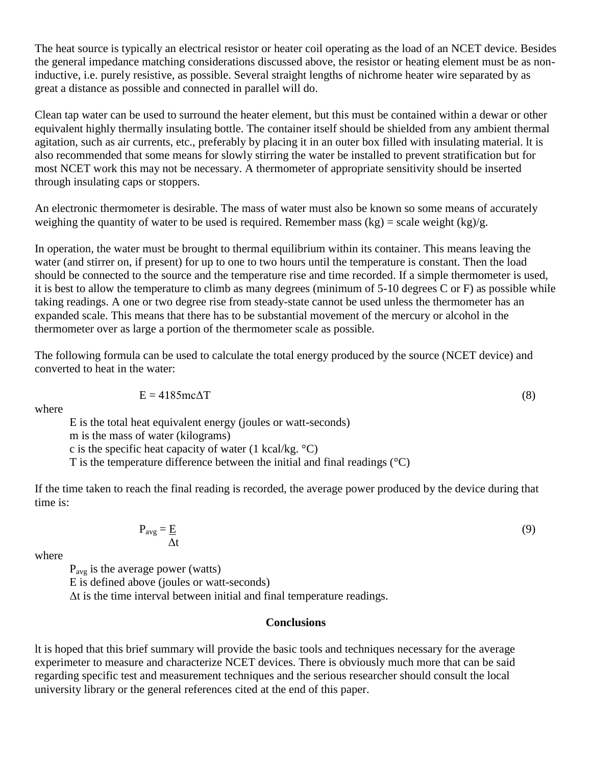The heat source is typically an electrical resistor or heater coil operating as the load of an NCET device. Besides the general impedance matching considerations discussed above, the resistor or heating element must be as non-inductive, i.e. purely resistive, as possible. Several straight lengths of nichrome heater wire separated by as great a distance as possible and connected in parallel will do.

Clean tap water can be used to surround the heater element, but this must be contained within a dewar or other equivalent highly thermally insulating bottle. The container itself should be shielded from any ambient thermal agitation, such as air currents, etc., preferably by placing it in an outer box filled with insulating material. lt is also recommended that some means for slowly stirring the water be installed to prevent stratification but for most NCET work this may not be necessary. A thermometer of appropriate sensitivity should be inserted through insulating caps or stoppers.

An electronic thermometer is desirable. The mass of water must also be known so some means of accurately weighing the quantity of water to be used is required. Remember mass (kg) = scale weight (kg)/g.

In operation, the water must be brought to thermal equilibrium within its container. This means leaving the water (and stirrer on, if present) for up to one to two hours until the temperature is constant. Then the load should be connected to the source and the temperature rise and time recorded. If a simple thermometer is used, it is best to allow the temperature to climb as many degrees (minimum of 5-10 degrees C or F) as possible while taking readings. A one or two degree rise from steady-state cannot be used unless the thermometer has an expanded scale. This means that there has to be substantial movement of the mercury or alcohol in the thermometer over as large a portion of the thermometer scale as possible.

The following formula can be used to calculate the total energy produced by the source (NCET device) and converted to heat in the water:

$$E = 4185mc\Delta T \tag{8}$$

where

E is the total heat equivalent energy (joules or watt-seconds)
m is the mass of water (kilograms)
c is the specific heat capacity of water (1 kcal/kg. °C)
T is the temperature difference between the initial and final readings (°C)

If the time taken to reach the final reading is recorded, the average power produced by the device during that time is:

$$P_{avg} = \frac{E}{\Delta t} \tag{9}$$

where

$P_{avg}$ is the average power (watts)
E is defined above (joules or watt-seconds)
$\Delta t$ is the time interval between initial and final temperature readings.

## Conclusions

lt is hoped that this brief summary will provide the basic tools and techniques necessary for the average experimeter to measure and characterize NCET devices. There is obviously much more that can be said regarding specific test and measurement techniques and the serious researcher should consult the local university library or the general references cited at the end of this paper.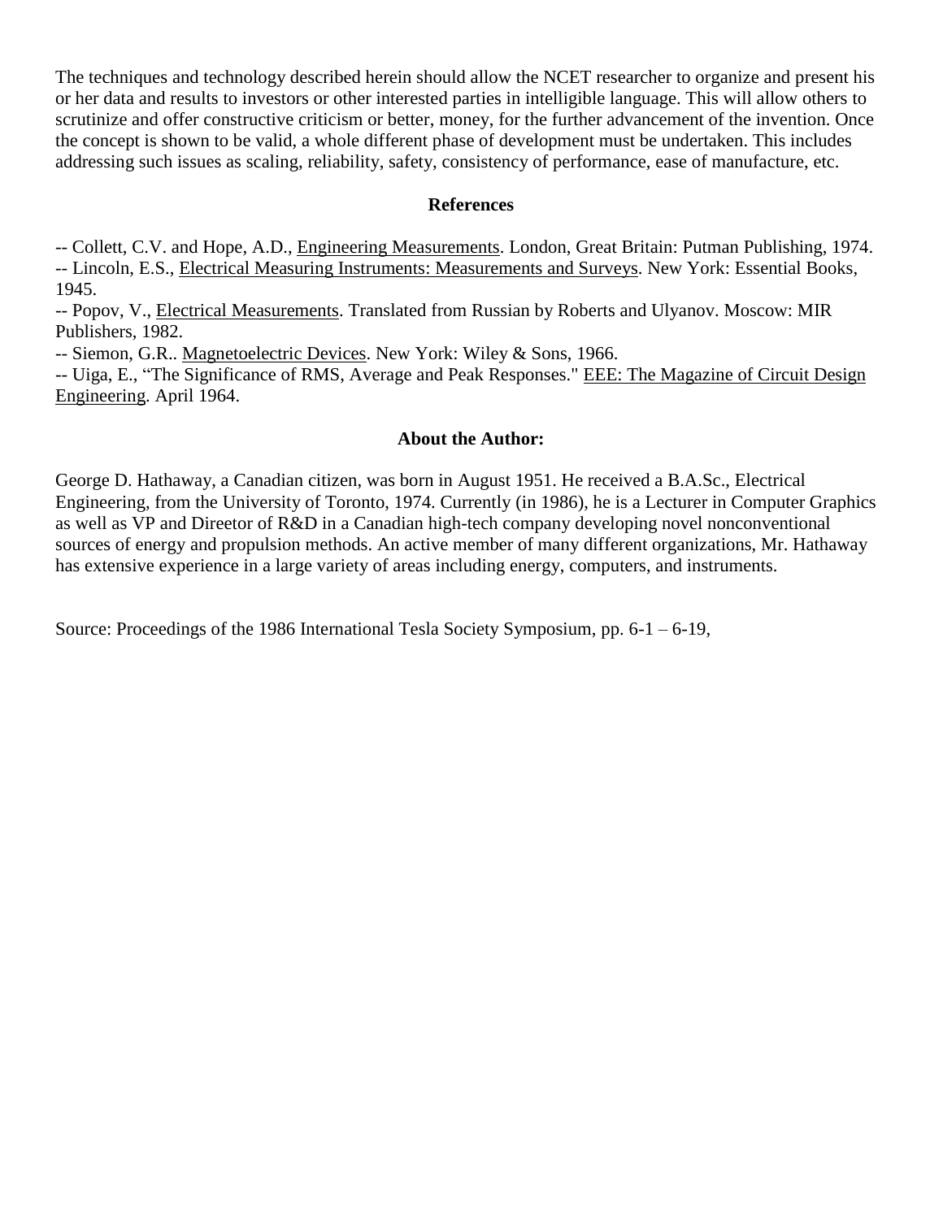The techniques and technology described herein should allow the NCET researcher to organize and present his or her data and results to investors or other interested parties in intelligible language. This will allow others to scrutinize and offer constructive criticism or better, money, for the further advancement of the invention. Once the concept is shown to be valid, a whole different phase of development must be undertaken. This includes addressing such issues as scaling, reliability, safety, consistency of performance, ease of manufacture, etc.

## References

-- Collett, C.V. and Hope, A.D., Engineering Measurements. London, Great Britain: Putman Publishing, 1974.
-- Lincoln, E.S., Electrical Measuring Instruments: Measurements and Surveys. New York: Essential Books, 1945.
-- Popov, V., Electrical Measurements. Translated from Russian by Roberts and Ulyanov. Moscow: MIR Publishers, 1982.
-- Siemon, G.R.. Magnetoelectric Devices. New York: Wiley & Sons, 1966.
-- Uiga, E., "The Significance of RMS, Average and Peak Responses." EEE: The Magazine of Circuit Design Engineering. April 1964.

## About the Author:

George D. Hathaway, a Canadian citizen, was born in August 1951. He received a B.A.Sc., Electrical Engineering, from the University of Toronto, 1974. Currently (in 1986), he is a Lecturer in Computer Graphics as well as VP and Direetor of R&D in a Canadian high-tech company developing novel nonconventional sources of energy and propulsion methods. An active member of many different organizations, Mr. Hathaway has extensive experience in a large variety of areas including energy, computers, and instruments.

Source: Proceedings of the 1986 International Tesla Society Symposium, pp. 6-1 – 6-19,